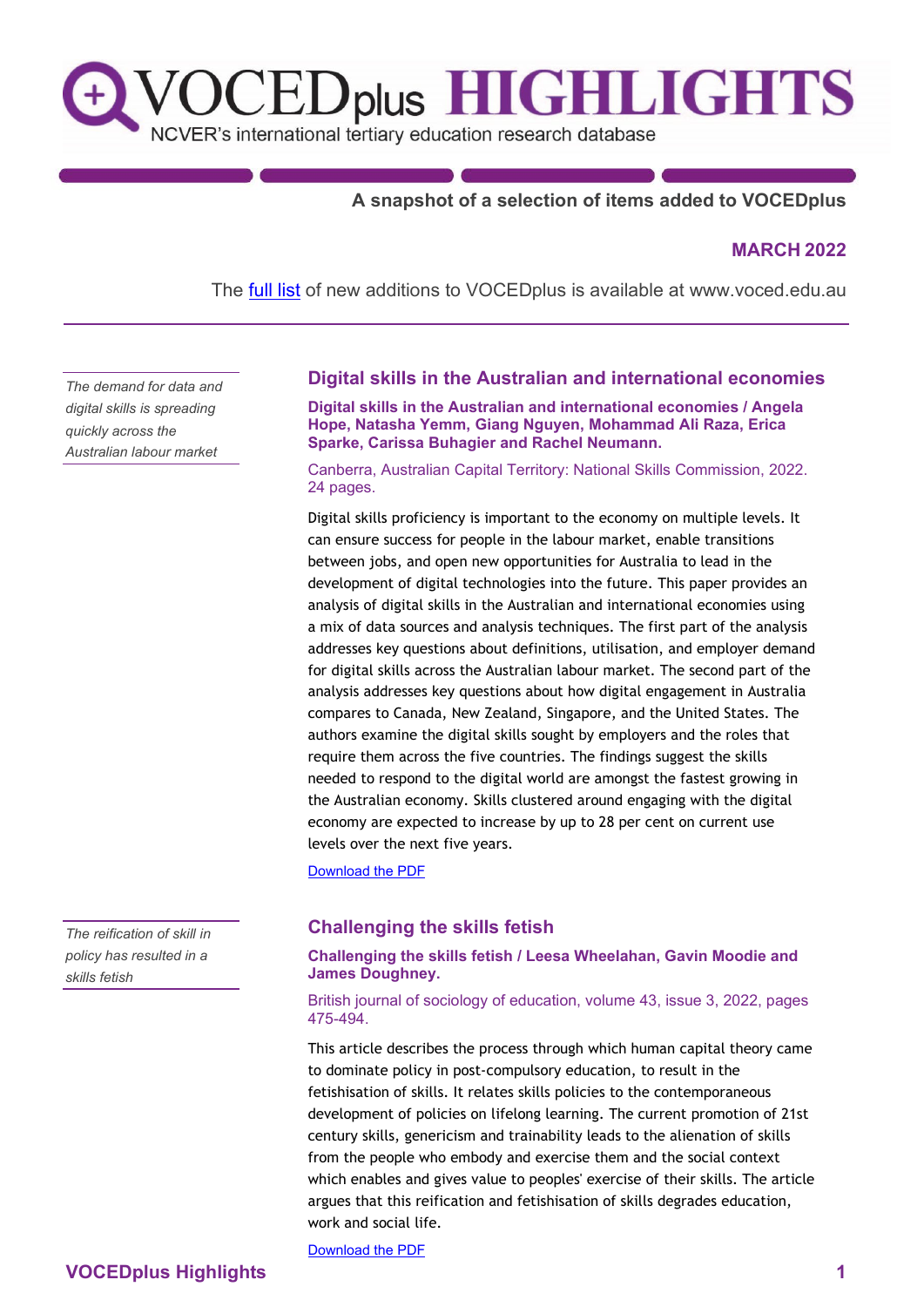# VOCEDplus HIGHLIGHTS

NCVER's international tertiary education research database

**A snapshot of a selection of items added to VOCEDplus**

**MARCH 2022**

The [full list](#) of new additions to VOCEDplus is available at www.voced.edu.au

---

*The demand for data and digital skills is spreading quickly across the Australian labour market*

## Digital skills in the Australian and international economies

**Digital skills in the Australian and international economies / Angela Hope, Natasha Yemm, Giang Nguyen, Mohammad Ali Raza, Erica Sparke, Carissa Buhagier and Rachel Neumann.**

Canberra, Australian Capital Territory: National Skills Commission, 2022. 24 pages.

Digital skills proficiency is important to the economy on multiple levels. It can ensure success for people in the labour market, enable transitions between jobs, and open new opportunities for Australia to lead in the development of digital technologies into the future. This paper provides an analysis of digital skills in the Australian and international economies using a mix of data sources and analysis techniques. The first part of the analysis addresses key questions about definitions, utilisation, and employer demand for digital skills across the Australian labour market. The second part of the analysis addresses key questions about how digital engagement in Australia compares to Canada, New Zealand, Singapore, and the United States. The authors examine the digital skills sought by employers and the roles that require them across the five countries. The findings suggest the skills needed to respond to the digital world are amongst the fastest growing in the Australian economy. Skills clustered around engaging with the digital economy are expected to increase by up to 28 per cent on current use levels over the next five years.

[Download the PDF](#)

*The reification of skill in policy has resulted in a skills fetish*

## Challenging the skills fetish

**Challenging the skills fetish / Leesa Wheelahan, Gavin Moodie and James Doughney.**

British journal of sociology of education, volume 43, issue 3, 2022, pages 475-494.

This article describes the process through which human capital theory came to dominate policy in post-compulsory education, to result in the fetishisation of skills. It relates skills policies to the contemporaneous development of policies on lifelong learning. The current promotion of 21st century skills, genericism and trainability leads to the alienation of skills from the people who embody and exercise them and the social context which enables and gives value to peoples' exercise of their skills. The article argues that this reification and fetishisation of skills degrades education, work and social life.

[Download the PDF](#)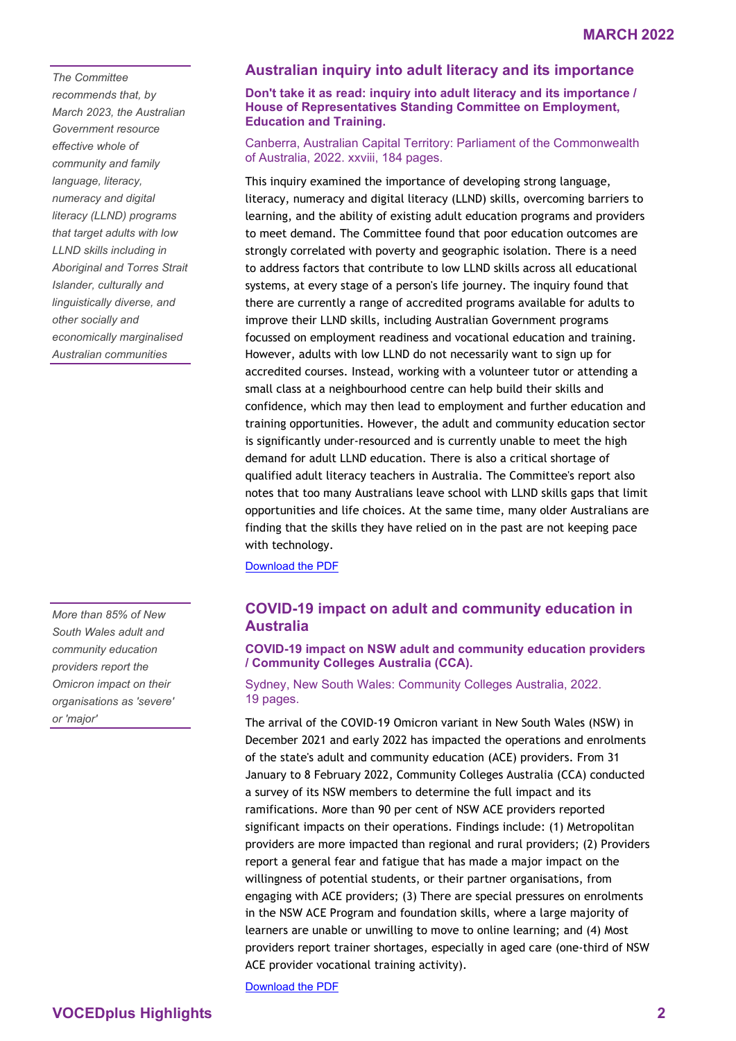## Australian inquiry into adult literacy and its importance

*The Committee recommends that, by March 2023, the Australian Government resource effective whole of community and family language, literacy, numeracy and digital literacy (LLND) programs that target adults with low LLND skills including in Aboriginal and Torres Strait Islander, culturally and linguistically diverse, and other socially and economically marginalised Australian communities*

**Don't take it as read: inquiry into adult literacy and its importance / House of Representatives Standing Committee on Employment, Education and Training.**

Canberra, Australian Capital Territory: Parliament of the Commonwealth of Australia, 2022. xxviii, 184 pages.

This inquiry examined the importance of developing strong language, literacy, numeracy and digital literacy (LLND) skills, overcoming barriers to learning, and the ability of existing adult education programs and providers to meet demand. The Committee found that poor education outcomes are strongly correlated with poverty and geographic isolation. There is a need to address factors that contribute to low LLND skills across all educational systems, at every stage of a person's life journey. The inquiry found that there are currently a range of accredited programs available for adults to improve their LLND skills, including Australian Government programs focussed on employment readiness and vocational education and training. However, adults with low LLND do not necessarily want to sign up for accredited courses. Instead, working with a volunteer tutor or attending a small class at a neighbourhood centre can help build their skills and confidence, which may then lead to employment and further education and training opportunities. However, the adult and community education sector is significantly under-resourced and is currently unable to meet the high demand for adult LLND education. There is also a critical shortage of qualified adult literacy teachers in Australia. The Committee's report also notes that too many Australians leave school with LLND skills gaps that limit opportunities and life choices. At the same time, many older Australians are finding that the skills they have relied on in the past are not keeping pace with technology.

Download the PDF

## COVID-19 impact on adult and community education in Australia

*More than 85% of New South Wales adult and community education providers report the Omicron impact on their organisations as 'severe' or 'major'*

**COVID-19 impact on NSW adult and community education providers / Community Colleges Australia (CCA).**

Sydney, New South Wales: Community Colleges Australia, 2022. 19 pages.

The arrival of the COVID-19 Omicron variant in New South Wales (NSW) in December 2021 and early 2022 has impacted the operations and enrolments of the state's adult and community education (ACE) providers. From 31 January to 8 February 2022, Community Colleges Australia (CCA) conducted a survey of its NSW members to determine the full impact and its ramifications. More than 90 per cent of NSW ACE providers reported significant impacts on their operations. Findings include: (1) Metropolitan providers are more impacted than regional and rural providers; (2) Providers report a general fear and fatigue that has made a major impact on the willingness of potential students, or their partner organisations, from engaging with ACE providers; (3) There are special pressures on enrolments in the NSW ACE Program and foundation skills, where a large majority of learners are unable or unwilling to move to online learning; and (4) Most providers report trainer shortages, especially in aged care (one-third of NSW ACE provider vocational training activity).

Download the PDF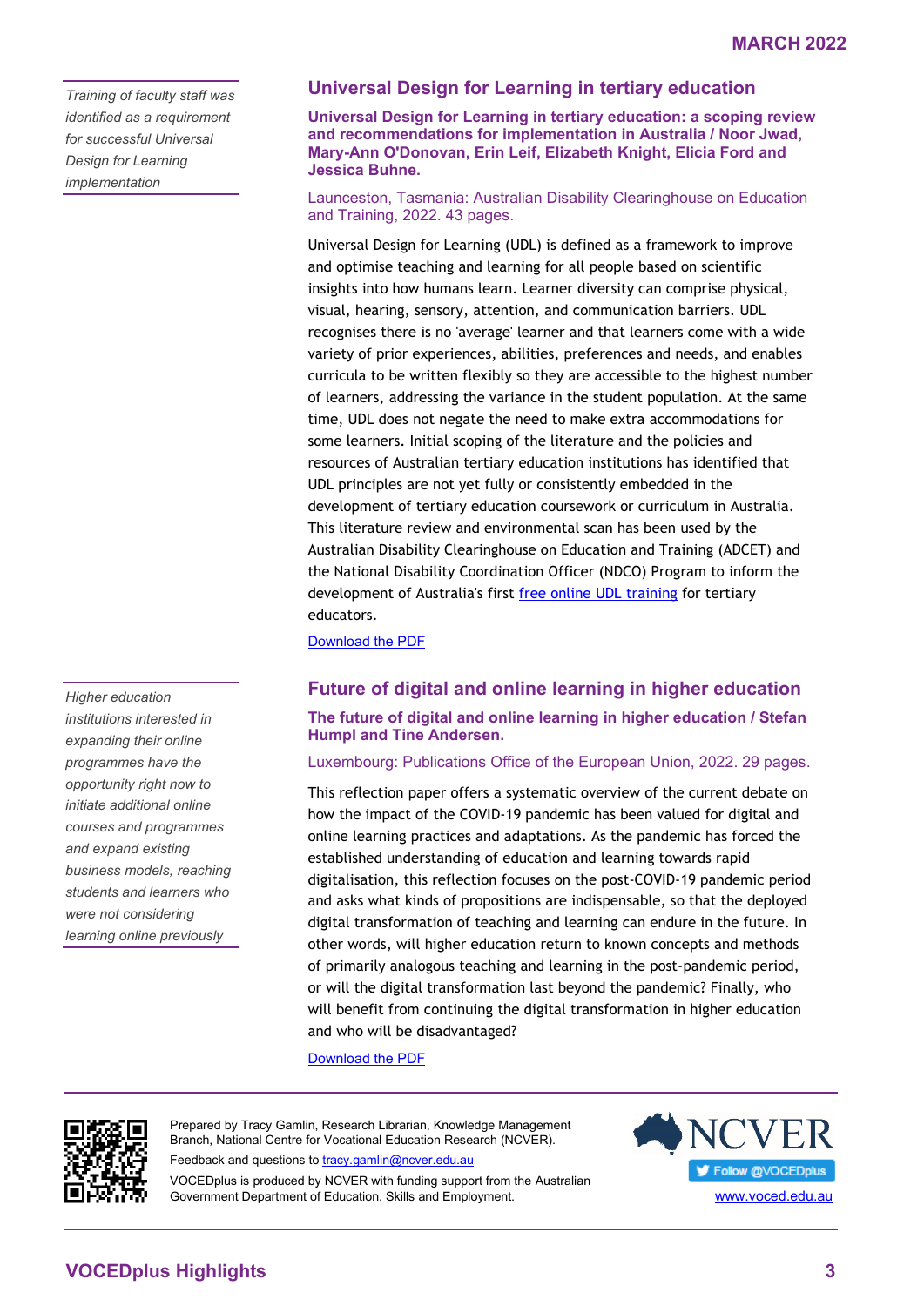## Universal Design for Learning in tertiary education

*Training of faculty staff was identified as a requirement for successful Universal Design for Learning implementation*

**Universal Design for Learning in tertiary education: a scoping review and recommendations for implementation in Australia / Noor Jwad, Mary-Ann O'Donovan, Erin Leif, Elizabeth Knight, Elicia Ford and Jessica Buhne.**

Launceston, Tasmania: Australian Disability Clearinghouse on Education and Training, 2022. 43 pages.

Universal Design for Learning (UDL) is defined as a framework to improve and optimise teaching and learning for all people based on scientific insights into how humans learn. Learner diversity can comprise physical, visual, hearing, sensory, attention, and communication barriers. UDL recognises there is no 'average' learner and that learners come with a wide variety of prior experiences, abilities, preferences and needs, and enables curricula to be written flexibly so they are accessible to the highest number of learners, addressing the variance in the student population. At the same time, UDL does not negate the need to make extra accommodations for some learners. Initial scoping of the literature and the policies and resources of Australian tertiary education institutions has identified that UDL principles are not yet fully or consistently embedded in the development of tertiary education coursework or curriculum in Australia. This literature review and environmental scan has been used by the Australian Disability Clearinghouse on Education and Training (ADCET) and the National Disability Coordination Officer (NDCO) Program to inform the development of Australia's first free online UDL training for tertiary educators.

Download the PDF

## Future of digital and online learning in higher education

*Higher education institutions interested in expanding their online programmes have the opportunity right now to initiate additional online courses and programmes and expand existing business models, reaching students and learners who were not considering learning online previously*

**The future of digital and online learning in higher education / Stefan Humpl and Tine Andersen.**

Luxembourg: Publications Office of the European Union, 2022. 29 pages.

This reflection paper offers a systematic overview of the current debate on how the impact of the COVID-19 pandemic has been valued for digital and online learning practices and adaptations. As the pandemic has forced the established understanding of education and learning towards rapid digitalisation, this reflection focuses on the post-COVID-19 pandemic period and asks what kinds of propositions are indispensable, so that the deployed digital transformation of teaching and learning can endure in the future. In other words, will higher education return to known concepts and methods of primarily analogous teaching and learning in the post-pandemic period, or will the digital transformation last beyond the pandemic? Finally, who will benefit from continuing the digital transformation in higher education and who will be disadvantaged?

Download the PDF

---

Prepared by Tracy Gamlin, Research Librarian, Knowledge Management Branch, National Centre for Vocational Education Research (NCVER).

Feedback and questions to tracy.gamlin@ncver.edu.au

VOCEDplus is produced by NCVER with funding support from the Australian Government Department of Education, Skills and Employment.

NCVER

Follow @VOCEDplus

www.voced.edu.au